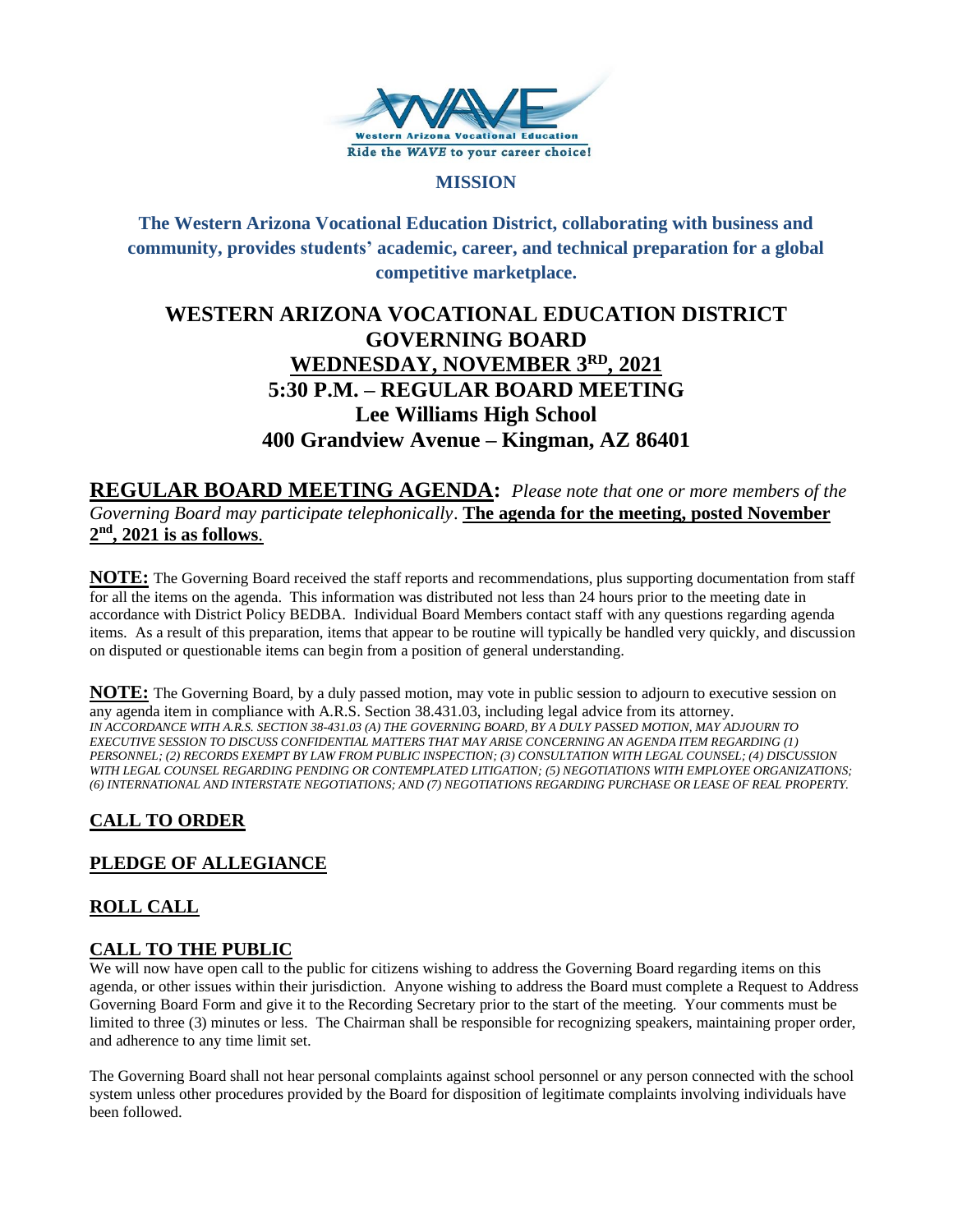WAVE
Western Arizona Vocational Education
Ride the *WAVE* to your career choice!

**MISSION**

**The Western Arizona Vocational Education District, collaborating with business and community, provides students' academic, career, and technical preparation for a global competitive marketplace.**

# WESTERN ARIZONA VOCATIONAL EDUCATION DISTRICT GOVERNING BOARD

## WEDNESDAY, NOVEMBER 3RD, 2021

## 5:30 P.M. – REGULAR BOARD MEETING

## Lee Williams High School

## 400 Grandview Avenue – Kingman, AZ 86401

**REGULAR BOARD MEETING AGENDA:** *Please note that one or more members of the Governing Board may participate telephonically*. **The agenda for the meeting, posted November 2nd, 2021 is as follows**.

**NOTE:** The Governing Board received the staff reports and recommendations, plus supporting documentation from staff for all the items on the agenda. This information was distributed not less than 24 hours prior to the meeting date in accordance with District Policy BEDBA. Individual Board Members contact staff with any questions regarding agenda items. As a result of this preparation, items that appear to be routine will typically be handled very quickly, and discussion on disputed or questionable items can begin from a position of general understanding.

**NOTE:** The Governing Board, by a duly passed motion, may vote in public session to adjourn to executive session on any agenda item in compliance with A.R.S. Section 38.431.03, including legal advice from its attorney.
*IN ACCORDANCE WITH A.R.S. SECTION 38-431.03 (A) THE GOVERNING BOARD, BY A DULY PASSED MOTION, MAY ADJOURN TO EXECUTIVE SESSION TO DISCUSS CONFIDENTIAL MATTERS THAT MAY ARISE CONCERNING AN AGENDA ITEM REGARDING (1) PERSONNEL; (2) RECORDS EXEMPT BY LAW FROM PUBLIC INSPECTION; (3) CONSULTATION WITH LEGAL COUNSEL; (4) DISCUSSION WITH LEGAL COUNSEL REGARDING PENDING OR CONTEMPLATED LITIGATION; (5) NEGOTIATIONS WITH EMPLOYEE ORGANIZATIONS; (6) INTERNATIONAL AND INTERSTATE NEGOTIATIONS; AND (7) NEGOTIATIONS REGARDING PURCHASE OR LEASE OF REAL PROPERTY.*

## CALL TO ORDER

## PLEDGE OF ALLEGIANCE

## ROLL CALL

## CALL TO THE PUBLIC

We will now have open call to the public for citizens wishing to address the Governing Board regarding items on this agenda, or other issues within their jurisdiction. Anyone wishing to address the Board must complete a Request to Address Governing Board Form and give it to the Recording Secretary prior to the start of the meeting. Your comments must be limited to three (3) minutes or less. The Chairman shall be responsible for recognizing speakers, maintaining proper order, and adherence to any time limit set.

The Governing Board shall not hear personal complaints against school personnel or any person connected with the school system unless other procedures provided by the Board for disposition of legitimate complaints involving individuals have been followed.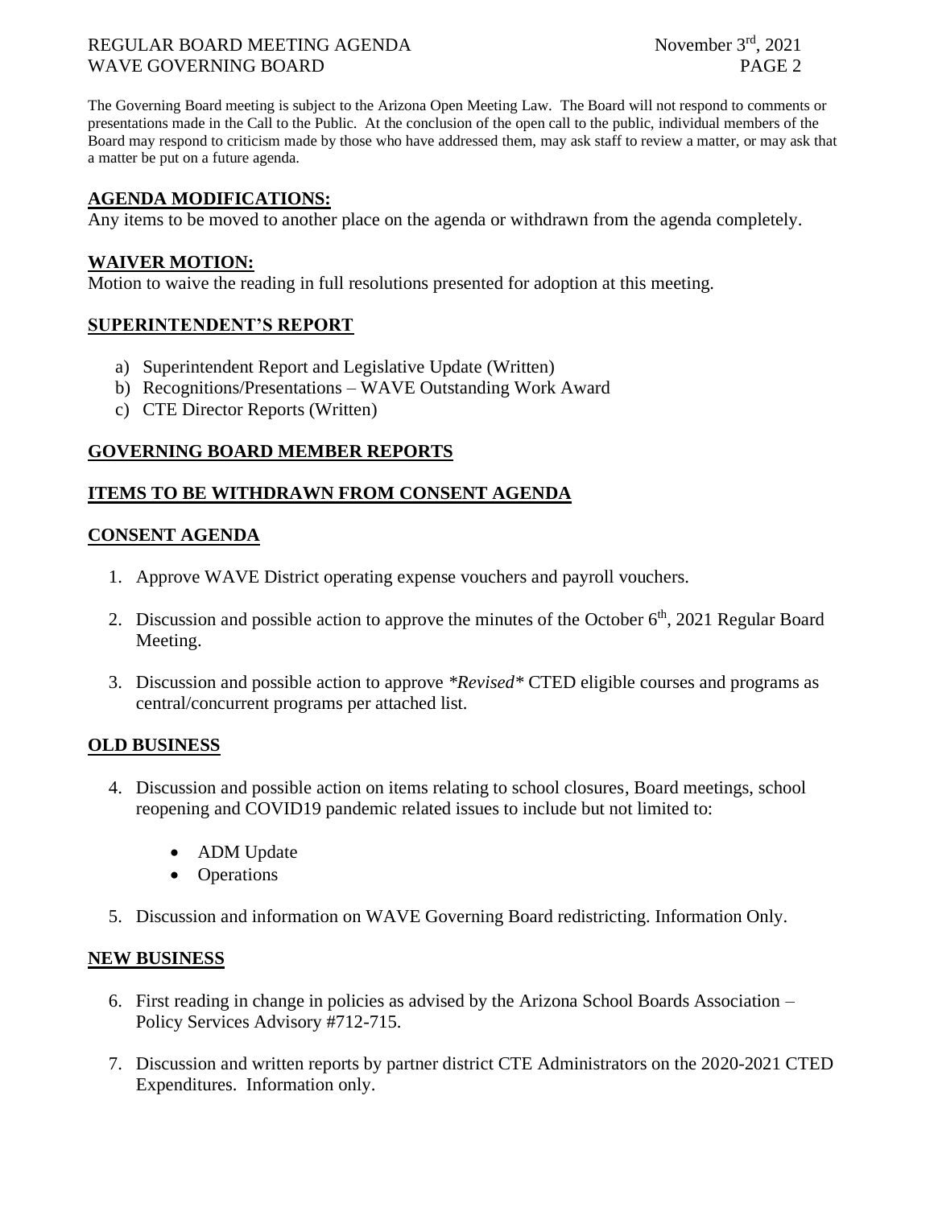The Governing Board meeting is subject to the Arizona Open Meeting Law. The Board will not respond to comments or presentations made in the Call to the Public. At the conclusion of the open call to the public, individual members of the Board may respond to criticism made by those who have addressed them, may ask staff to review a matter, or may ask that a matter be put on a future agenda.

## AGENDA MODIFICATIONS:

Any items to be moved to another place on the agenda or withdrawn from the agenda completely.

## WAIVER MOTION:

Motion to waive the reading in full resolutions presented for adoption at this meeting.

## SUPERINTENDENT'S REPORT

a) Superintendent Report and Legislative Update (Written)
b) Recognitions/Presentations – WAVE Outstanding Work Award
c) CTE Director Reports (Written)

## GOVERNING BOARD MEMBER REPORTS

## ITEMS TO BE WITHDRAWN FROM CONSENT AGENDA

## CONSENT AGENDA

1. Approve WAVE District operating expense vouchers and payroll vouchers.

2. Discussion and possible action to approve the minutes of the October 6th, 2021 Regular Board Meeting.

3. Discussion and possible action to approve *\*Revised\** CTED eligible courses and programs as central/concurrent programs per attached list.

## OLD BUSINESS

4. Discussion and possible action on items relating to school closures, Board meetings, school reopening and COVID19 pandemic related issues to include but not limited to:

   - ADM Update
   - Operations

5. Discussion and information on WAVE Governing Board redistricting. Information Only.

## NEW BUSINESS

6. First reading in change in policies as advised by the Arizona School Boards Association – Policy Services Advisory #712-715.

7. Discussion and written reports by partner district CTE Administrators on the 2020-2021 CTED Expenditures. Information only.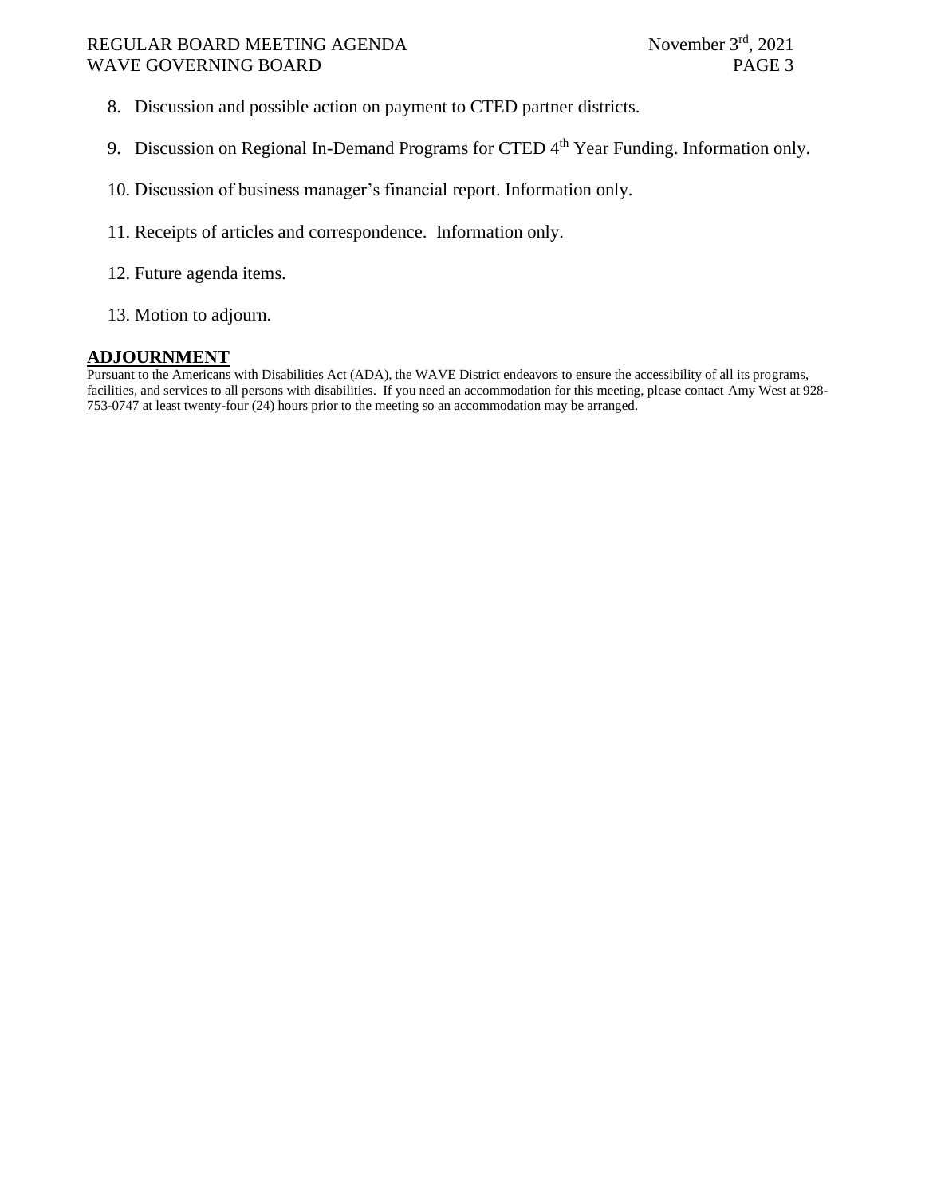8. Discussion and possible action on payment to CTED partner districts.

9. Discussion on Regional In-Demand Programs for CTED 4th Year Funding. Information only.

10. Discussion of business manager's financial report. Information only.

11. Receipts of articles and correspondence. Information only.

12. Future agenda items.

13. Motion to adjourn.

## ADJOURNMENT

Pursuant to the Americans with Disabilities Act (ADA), the WAVE District endeavors to ensure the accessibility of all its programs, facilities, and services to all persons with disabilities. If you need an accommodation for this meeting, please contact Amy West at 928-753-0747 at least twenty-four (24) hours prior to the meeting so an accommodation may be arranged.